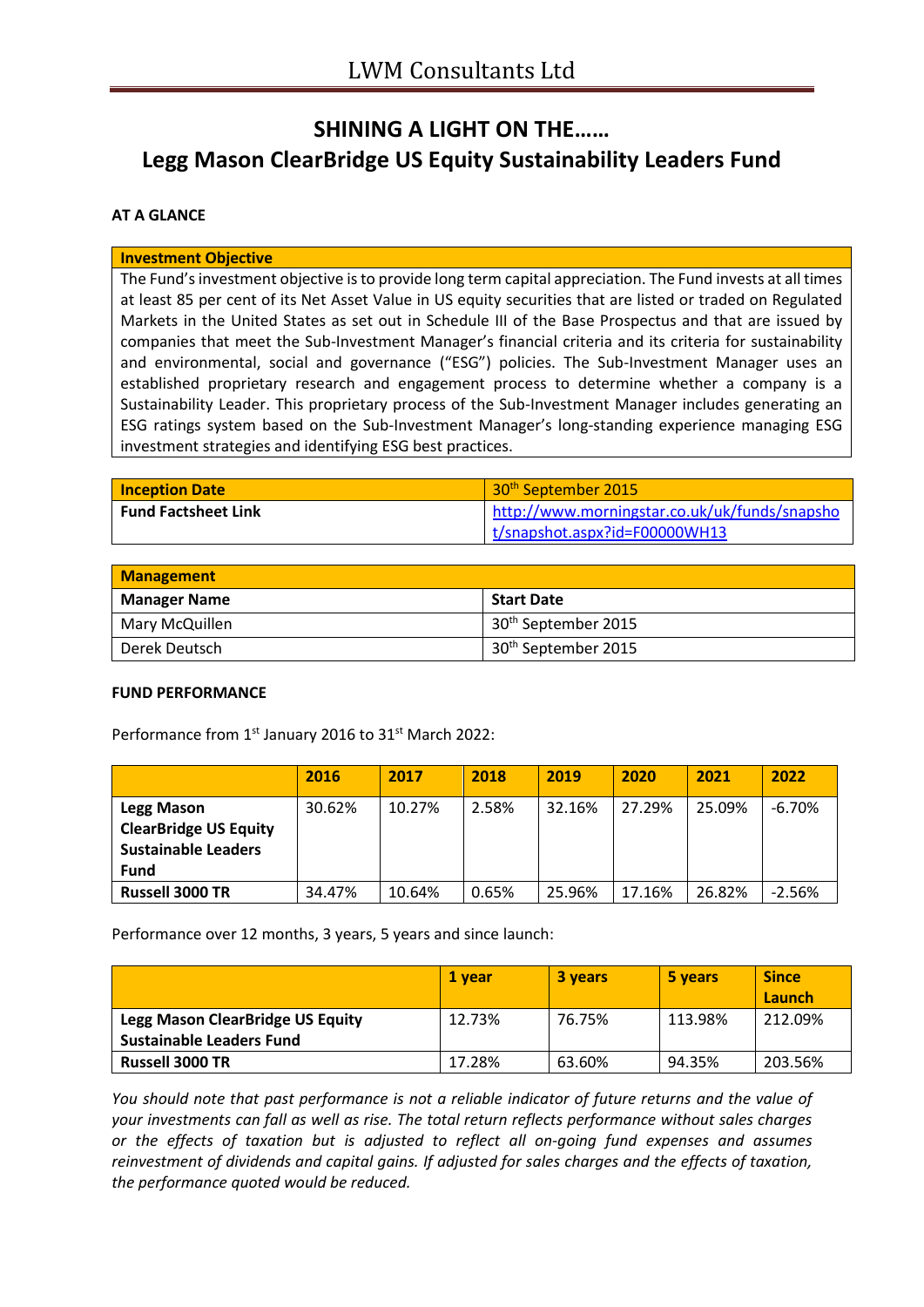# SHINING A LIGHT ON THE……

# Legg Mason ClearBridge US Equity Sustainability Leaders Fund

**AT A GLANCE**

| Investment Objective |
| --- |
| The Fund's investment objective is to provide long term capital appreciation. The Fund invests at all times at least 85 per cent of its Net Asset Value in US equity securities that are listed or traded on Regulated Markets in the United States as set out in Schedule III of the Base Prospectus and that are issued by companies that meet the Sub-Investment Manager's financial criteria and its criteria for sustainability and environmental, social and governance ("ESG") policies. The Sub-Investment Manager uses an established proprietary research and engagement process to determine whether a company is a Sustainability Leader. This proprietary process of the Sub-Investment Manager includes generating an ESG ratings system based on the Sub-Investment Manager's long-standing experience managing ESG investment strategies and identifying ESG best practices. |

| Inception Date | 30th September 2015 |
| --- | --- |
| Fund Factsheet Link | http://www.morningstar.co.uk/uk/funds/snapshot/snapshot.aspx?id=F00000WH13 |

| Management | |
| --- | --- |
| **Manager Name** | **Start Date** |
| Mary McQuillen | 30th September 2015 |
| Derek Deutsch | 30th September 2015 |

**FUND PERFORMANCE**

Performance from 1st January 2016 to 31st March 2022:

| | 2016 | 2017 | 2018 | 2019 | 2020 | 2021 | 2022 |
| --- | --- | --- | --- | --- | --- | --- | --- |
| **Legg Mason ClearBridge US Equity Sustainable Leaders Fund** | 30.62% | 10.27% | 2.58% | 32.16% | 27.29% | 25.09% | -6.70% |
| **Russell 3000 TR** | 34.47% | 10.64% | 0.65% | 25.96% | 17.16% | 26.82% | -2.56% |

Performance over 12 months, 3 years, 5 years and since launch:

| | 1 year | 3 years | 5 years | Since Launch |
| --- | --- | --- | --- | --- |
| **Legg Mason ClearBridge US Equity Sustainable Leaders Fund** | 12.73% | 76.75% | 113.98% | 212.09% |
| **Russell 3000 TR** | 17.28% | 63.60% | 94.35% | 203.56% |

*You should note that past performance is not a reliable indicator of future returns and the value of your investments can fall as well as rise. The total return reflects performance without sales charges or the effects of taxation but is adjusted to reflect all on-going fund expenses and assumes reinvestment of dividends and capital gains. If adjusted for sales charges and the effects of taxation, the performance quoted would be reduced.*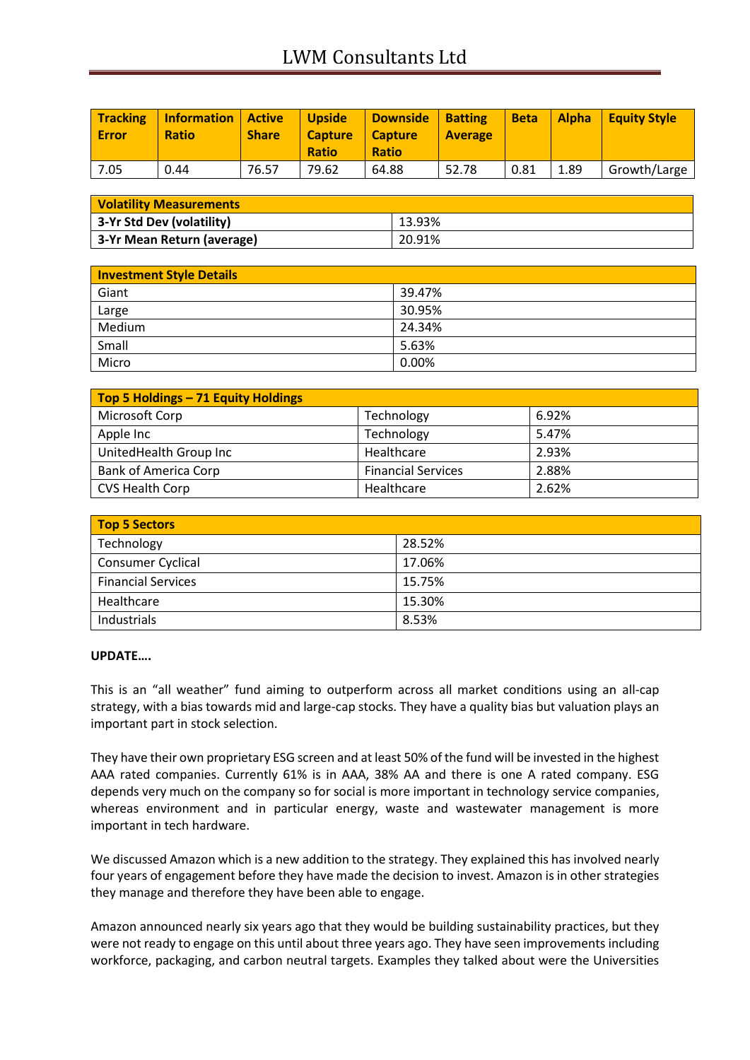| Tracking Error | Information Ratio | Active Share | Upside Capture Ratio | Downside Capture Ratio | Batting Average | Beta | Alpha | Equity Style |
|---|---|---|---|---|---|---|---|---|
| 7.05 | 0.44 | 76.57 | 79.62 | 64.88 | 52.78 | 0.81 | 1.89 | Growth/Large |

| Volatility Measurements | |
|---|---|
| **3-Yr Std Dev (volatility)** | 13.93% |
| **3-Yr Mean Return (average)** | 20.91% |

| Investment Style Details | |
|---|---|
| Giant | 39.47% |
| Large | 30.95% |
| Medium | 24.34% |
| Small | 5.63% |
| Micro | 0.00% |

| Top 5 Holdings – 71 Equity Holdings | | |
|---|---|---|
| Microsoft Corp | Technology | 6.92% |
| Apple Inc | Technology | 5.47% |
| UnitedHealth Group Inc | Healthcare | 2.93% |
| Bank of America Corp | Financial Services | 2.88% |
| CVS Health Corp | Healthcare | 2.62% |

| Top 5 Sectors | |
|---|---|
| Technology | 28.52% |
| Consumer Cyclical | 17.06% |
| Financial Services | 15.75% |
| Healthcare | 15.30% |
| Industrials | 8.53% |

**UPDATE….**

This is an "all weather" fund aiming to outperform across all market conditions using an all-cap strategy, with a bias towards mid and large-cap stocks. They have a quality bias but valuation plays an important part in stock selection.

They have their own proprietary ESG screen and at least 50% of the fund will be invested in the highest AAA rated companies. Currently 61% is in AAA, 38% AA and there is one A rated company. ESG depends very much on the company so for social is more important in technology service companies, whereas environment and in particular energy, waste and wastewater management is more important in tech hardware.

We discussed Amazon which is a new addition to the strategy. They explained this has involved nearly four years of engagement before they have made the decision to invest. Amazon is in other strategies they manage and therefore they have been able to engage.

Amazon announced nearly six years ago that they would be building sustainability practices, but they were not ready to engage on this until about three years ago. They have seen improvements including workforce, packaging, and carbon neutral targets. Examples they talked about were the Universities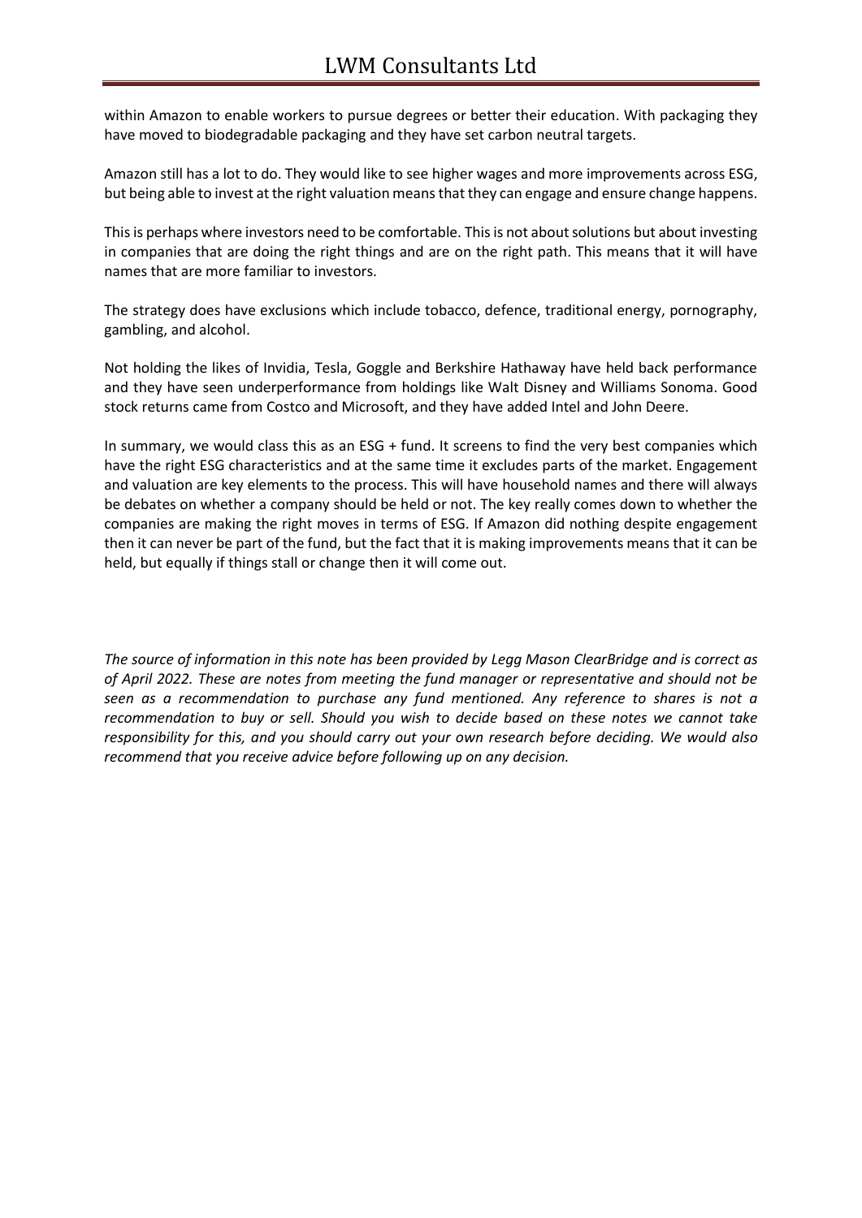within Amazon to enable workers to pursue degrees or better their education. With packaging they have moved to biodegradable packaging and they have set carbon neutral targets.

Amazon still has a lot to do. They would like to see higher wages and more improvements across ESG, but being able to invest at the right valuation means that they can engage and ensure change happens.

This is perhaps where investors need to be comfortable. This is not about solutions but about investing in companies that are doing the right things and are on the right path. This means that it will have names that are more familiar to investors.

The strategy does have exclusions which include tobacco, defence, traditional energy, pornography, gambling, and alcohol.

Not holding the likes of Invidia, Tesla, Goggle and Berkshire Hathaway have held back performance and they have seen underperformance from holdings like Walt Disney and Williams Sonoma. Good stock returns came from Costco and Microsoft, and they have added Intel and John Deere.

In summary, we would class this as an ESG + fund. It screens to find the very best companies which have the right ESG characteristics and at the same time it excludes parts of the market. Engagement and valuation are key elements to the process. This will have household names and there will always be debates on whether a company should be held or not. The key really comes down to whether the companies are making the right moves in terms of ESG. If Amazon did nothing despite engagement then it can never be part of the fund, but the fact that it is making improvements means that it can be held, but equally if things stall or change then it will come out.

*The source of information in this note has been provided by Legg Mason ClearBridge and is correct as of April 2022. These are notes from meeting the fund manager or representative and should not be seen as a recommendation to purchase any fund mentioned. Any reference to shares is not a recommendation to buy or sell. Should you wish to decide based on these notes we cannot take responsibility for this, and you should carry out your own research before deciding. We would also recommend that you receive advice before following up on any decision.*